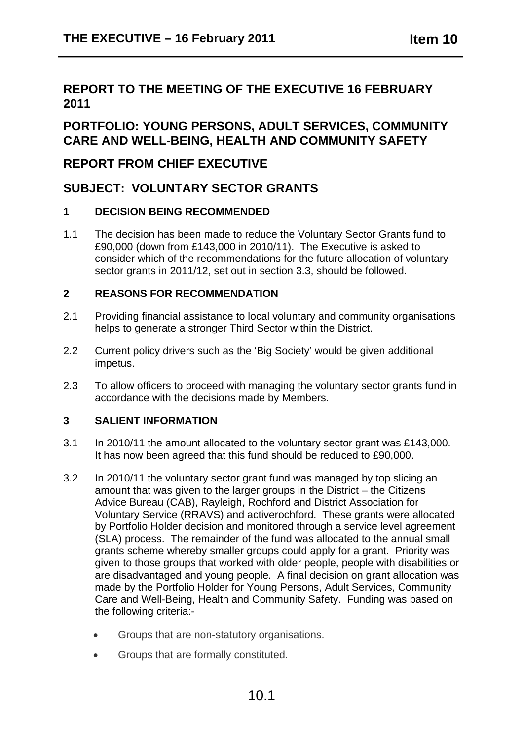# REPORT TO THE MEETING OF THE EXECUTIVE 16 FEBRUARY 2011

## PORTFOLIO: YOUNG PERSONS, ADULT SERVICES, COMMUNITY CARE AND WELL-BEING, HEALTH AND COMMUNITY SAFETY

## REPORT FROM CHIEF EXECUTIVE

## SUBJECT: VOLUNTARY SECTOR GRANTS

### 1 DECISION BEING RECOMMENDED

1.1 The decision has been made to reduce the Voluntary Sector Grants fund to £90,000 (down from £143,000 in 2010/11). The Executive is asked to consider which of the recommendations for the future allocation of voluntary sector grants in 2011/12, set out in section 3.3, should be followed.

### 2 REASONS FOR RECOMMENDATION

2.1 Providing financial assistance to local voluntary and community organisations helps to generate a stronger Third Sector within the District.

2.2 Current policy drivers such as the 'Big Society' would be given additional impetus.

2.3 To allow officers to proceed with managing the voluntary sector grants fund in accordance with the decisions made by Members.

### 3 SALIENT INFORMATION

3.1 In 2010/11 the amount allocated to the voluntary sector grant was £143,000. It has now been agreed that this fund should be reduced to £90,000.

3.2 In 2010/11 the voluntary sector grant fund was managed by top slicing an amount that was given to the larger groups in the District – the Citizens Advice Bureau (CAB), Rayleigh, Rochford and District Association for Voluntary Service (RRAVS) and activerochford. These grants were allocated by Portfolio Holder decision and monitored through a service level agreement (SLA) process. The remainder of the fund was allocated to the annual small grants scheme whereby smaller groups could apply for a grant. Priority was given to those groups that worked with older people, people with disabilities or are disadvantaged and young people. A final decision on grant allocation was made by the Portfolio Holder for Young Persons, Adult Services, Community Care and Well-Being, Health and Community Safety. Funding was based on the following criteria:-

- Groups that are non-statutory organisations.
- Groups that are formally constituted.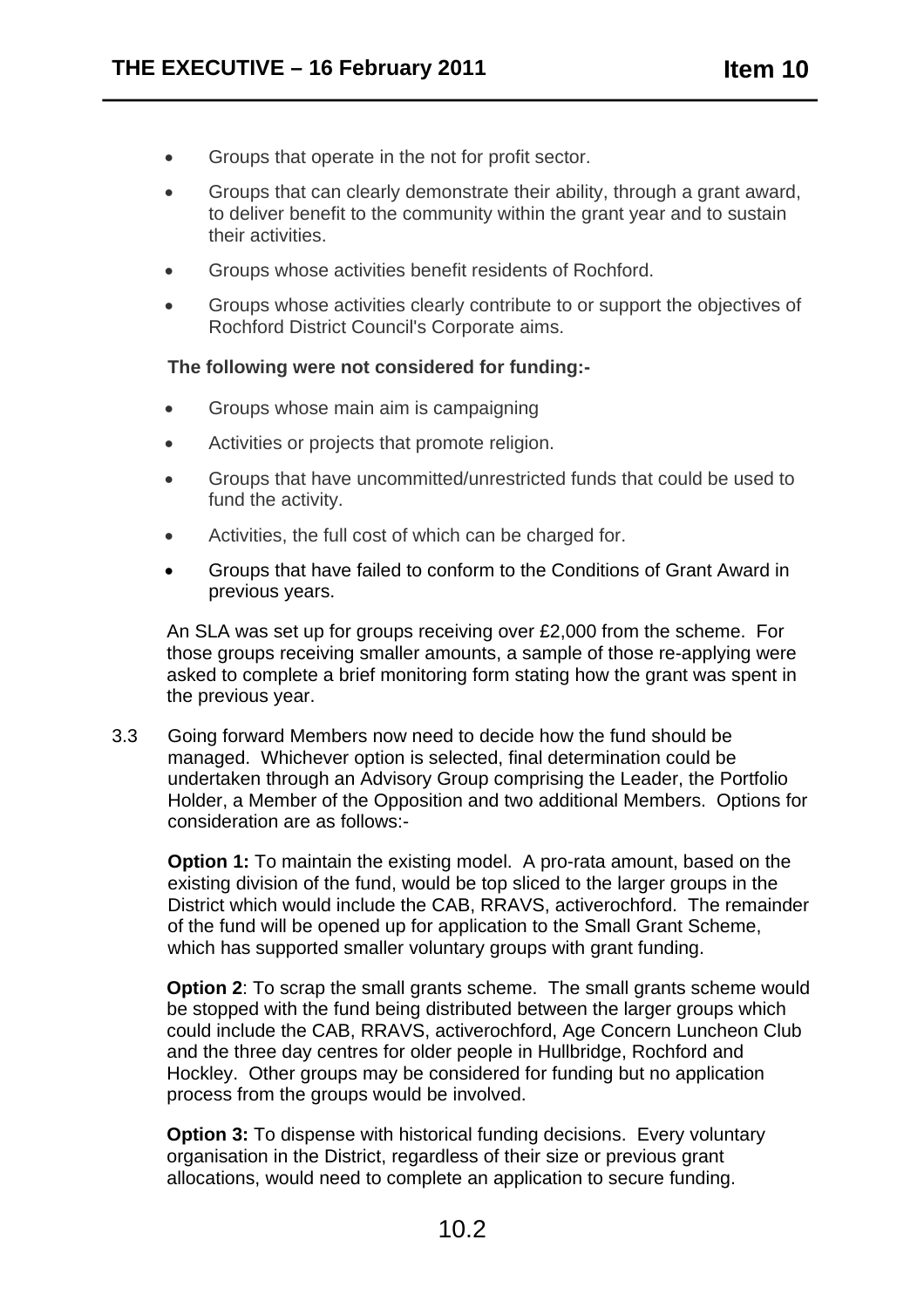- Groups that operate in the not for profit sector.
- Groups that can clearly demonstrate their ability, through a grant award, to deliver benefit to the community within the grant year and to sustain their activities.
- Groups whose activities benefit residents of Rochford.
- Groups whose activities clearly contribute to or support the objectives of Rochford District Council's Corporate aims.

**The following were not considered for funding:-**

- Groups whose main aim is campaigning
- Activities or projects that promote religion.
- Groups that have uncommitted/unrestricted funds that could be used to fund the activity.
- Activities, the full cost of which can be charged for.
- Groups that have failed to conform to the Conditions of Grant Award in previous years.

An SLA was set up for groups receiving over £2,000 from the scheme. For those groups receiving smaller amounts, a sample of those re-applying were asked to complete a brief monitoring form stating how the grant was spent in the previous year.

3.3 Going forward Members now need to decide how the fund should be managed. Whichever option is selected, final determination could be undertaken through an Advisory Group comprising the Leader, the Portfolio Holder, a Member of the Opposition and two additional Members. Options for consideration are as follows:-

**Option 1:** To maintain the existing model. A pro-rata amount, based on the existing division of the fund, would be top sliced to the larger groups in the District which would include the CAB, RRAVS, activerochford. The remainder of the fund will be opened up for application to the Small Grant Scheme, which has supported smaller voluntary groups with grant funding.

**Option 2**: To scrap the small grants scheme. The small grants scheme would be stopped with the fund being distributed between the larger groups which could include the CAB, RRAVS, activerochford, Age Concern Luncheon Club and the three day centres for older people in Hullbridge, Rochford and Hockley. Other groups may be considered for funding but no application process from the groups would be involved.

**Option 3:** To dispense with historical funding decisions. Every voluntary organisation in the District, regardless of their size or previous grant allocations, would need to complete an application to secure funding.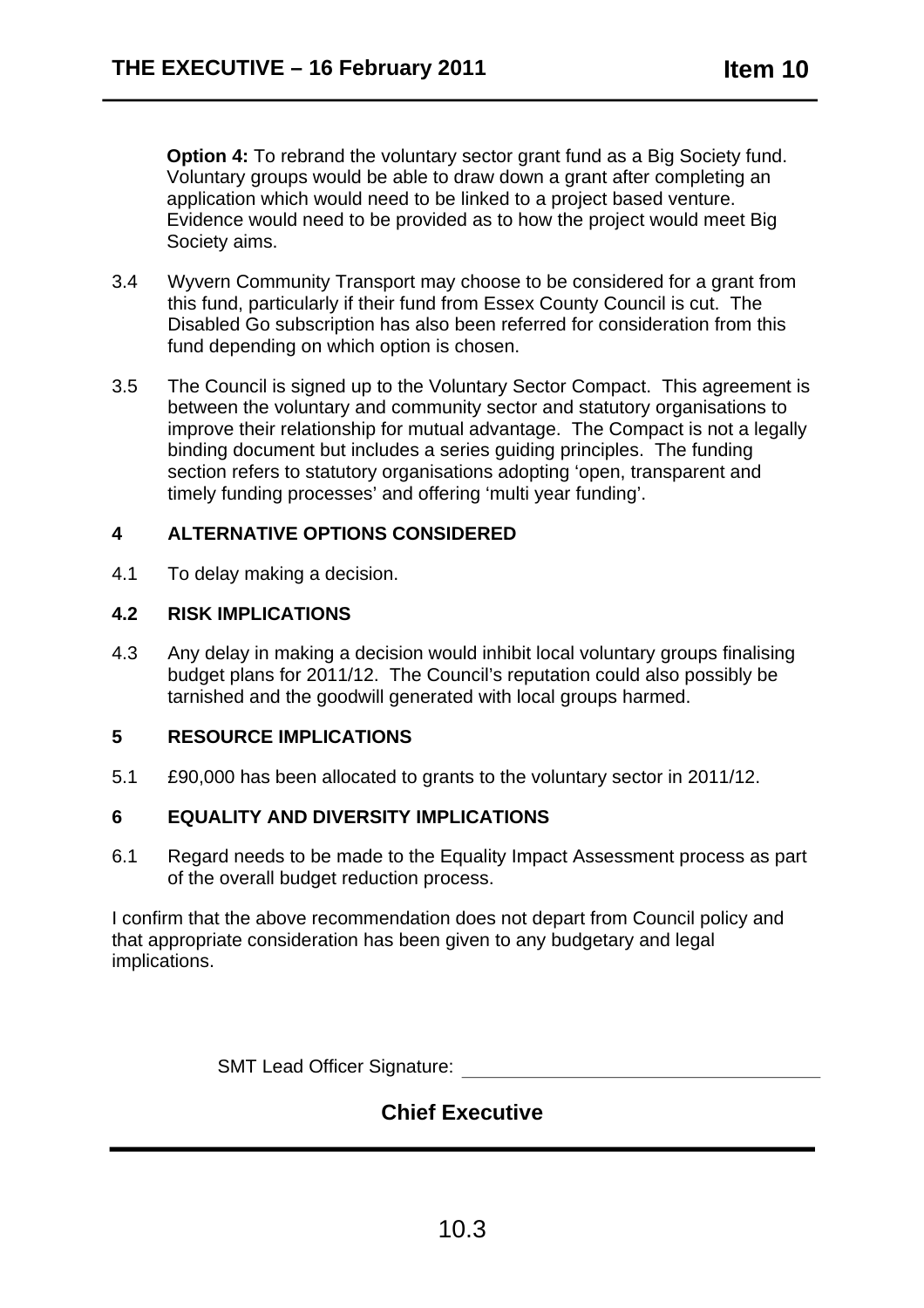**Option 4:** To rebrand the voluntary sector grant fund as a Big Society fund. Voluntary groups would be able to draw down a grant after completing an application which would need to be linked to a project based venture. Evidence would need to be provided as to how the project would meet Big Society aims.

3.4 Wyvern Community Transport may choose to be considered for a grant from this fund, particularly if their fund from Essex County Council is cut. The Disabled Go subscription has also been referred for consideration from this fund depending on which option is chosen.

3.5 The Council is signed up to the Voluntary Sector Compact. This agreement is between the voluntary and community sector and statutory organisations to improve their relationship for mutual advantage. The Compact is not a legally binding document but includes a series guiding principles. The funding section refers to statutory organisations adopting 'open, transparent and timely funding processes' and offering 'multi year funding'.

## 4 ALTERNATIVE OPTIONS CONSIDERED

4.1 To delay making a decision.

## 4.2 RISK IMPLICATIONS

4.3 Any delay in making a decision would inhibit local voluntary groups finalising budget plans for 2011/12. The Council's reputation could also possibly be tarnished and the goodwill generated with local groups harmed.

## 5 RESOURCE IMPLICATIONS

5.1 £90,000 has been allocated to grants to the voluntary sector in 2011/12.

## 6 EQUALITY AND DIVERSITY IMPLICATIONS

6.1 Regard needs to be made to the Equality Impact Assessment process as part of the overall budget reduction process.

I confirm that the above recommendation does not depart from Council policy and that appropriate consideration has been given to any budgetary and legal implications.

SMT Lead Officer Signature: ______________________________

**Chief Executive**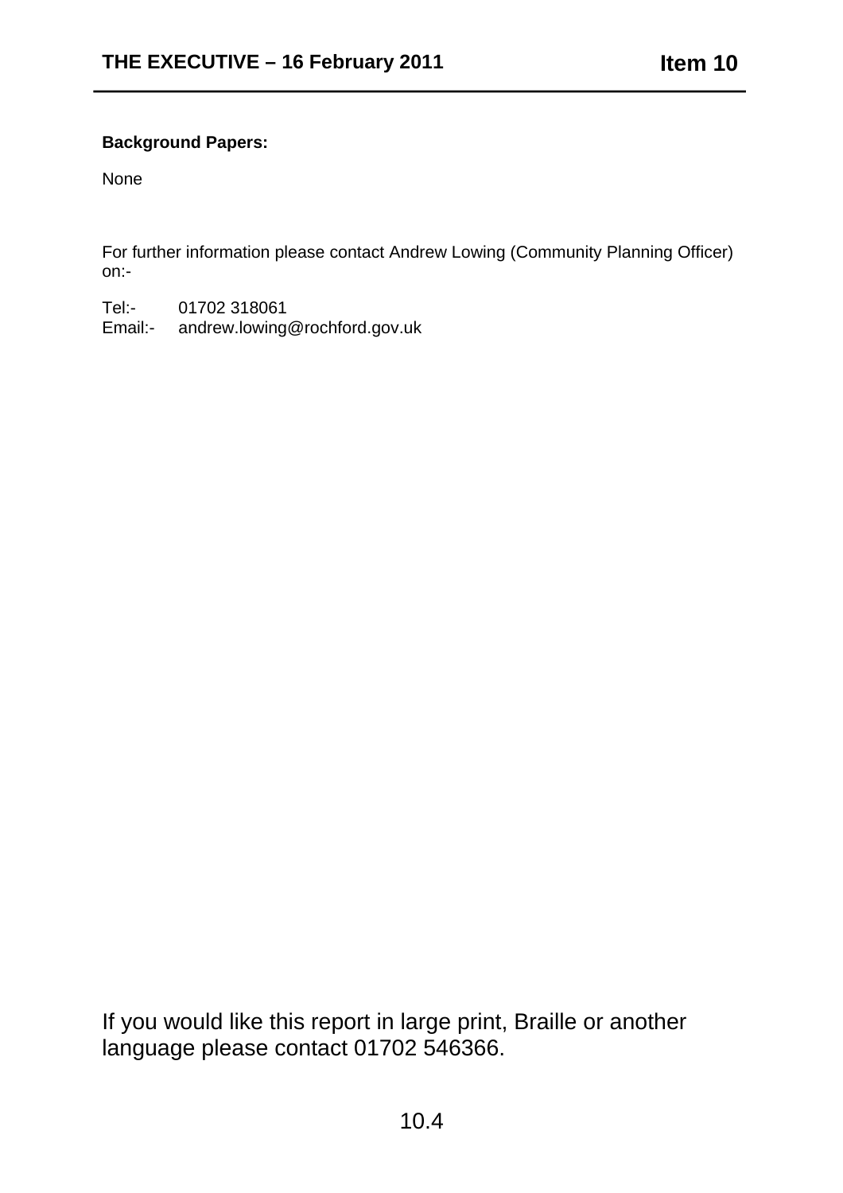**Background Papers:**

None

For further information please contact Andrew Lowing (Community Planning Officer) on:-

Tel:- 01702 318061
Email:- andrew.lowing@rochford.gov.uk

If you would like this report in large print, Braille or another language please contact 01702 546366.